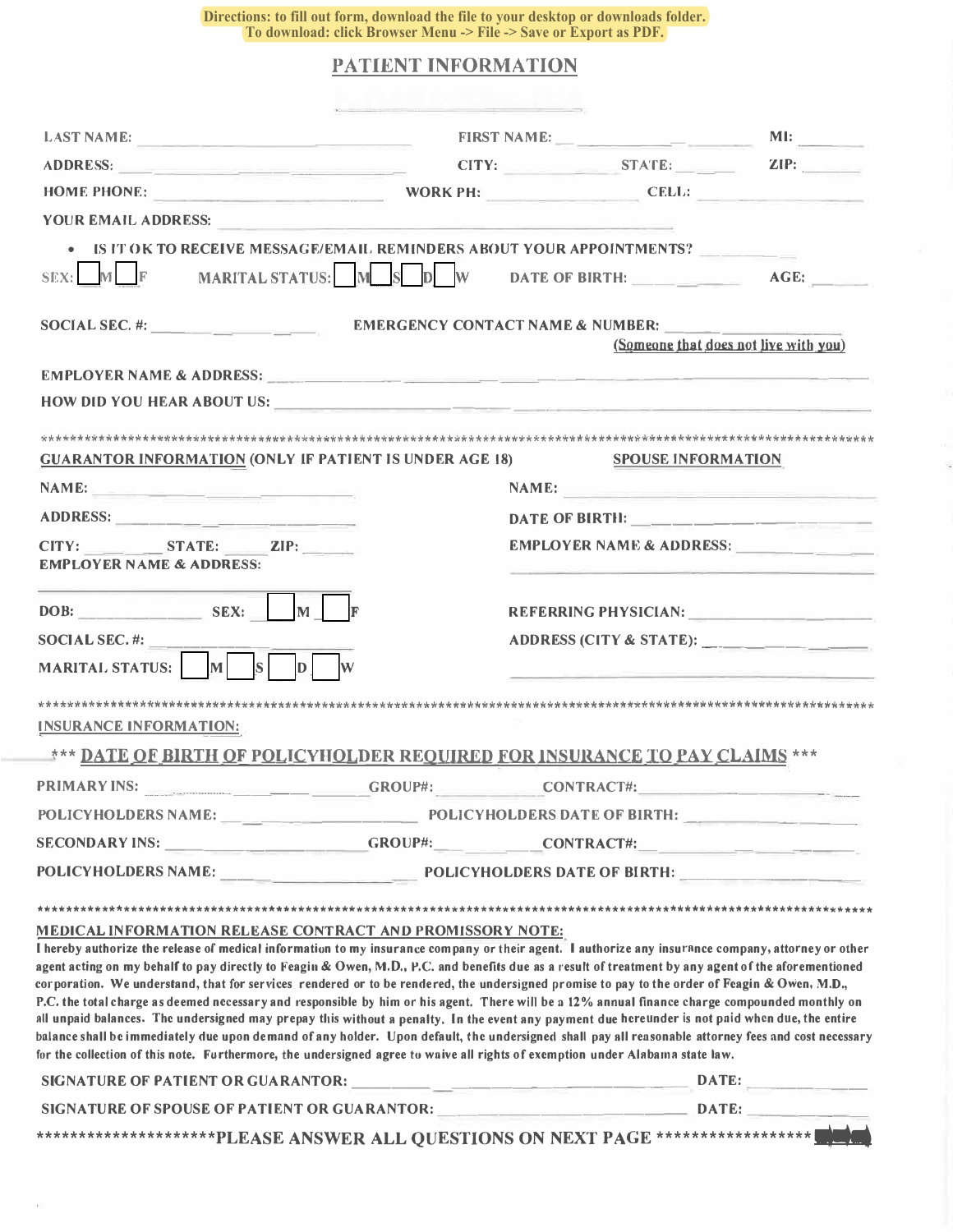Directions: to fill out form, download the file to your desktop or downloads folder.
To download: click Browser Menu -> File -> Save or Export as PDF.

# PATIENT INFORMATION

LAST NAME: ______________________ FIRST NAME: ______________ MI: ______

ADDRESS: ______________________ CITY: ____________ STATE: ______ ZIP: ______

HOME PHONE: ______________________ WORK PH: ______________ CELL: ______________

YOUR EMAIL ADDRESS: ______________________________________

- IS IT OK TO RECEIVE MESSAGE/EMAIL REMINDERS ABOUT YOUR APPOINTMENTS? ________

SEX: ☐ M ☐ F MARITAL STATUS: ☐ M ☐ S ☐ D ☐ W DATE OF BIRTH: ____________ AGE: ______

SOCIAL SEC. #: ______________ EMERGENCY CONTACT NAME & NUMBER: ______________
(Someone that does not live with you)

EMPLOYER NAME & ADDRESS: ______________________________________

HOW DID YOU HEAR ABOUT US: ______________________________________

***************************************************************************************************

**GUARANTOR INFORMATION** (ONLY IF PATIENT IS UNDER AGE 18)

NAME: ______________________

ADDRESS: ______________________

CITY: __________ STATE: ______ ZIP: ______

EMPLOYER NAME & ADDRESS:

______________________

DOB: ______________ SEX: ☐ M ☐ F

SOCIAL SEC. #: ______________________

MARITAL STATUS: ☐ M ☐ S ☐ D ☐ W

**SPOUSE INFORMATION**

NAME: ______________________

DATE OF BIRTH: ______________________

EMPLOYER NAME & ADDRESS: ______________

______________________

REFERRING PHYSICIAN: ______________________

ADDRESS (CITY & STATE): ______________

______________________

***************************************************************************************************

**INSURANCE INFORMATION:**

*** **DATE OF BIRTH OF POLICYHOLDER REQUIRED FOR INSURANCE TO PAY CLAIMS** ***

PRIMARY INS: ______________ GROUP#: ______________ CONTRACT#: ______________

POLICYHOLDERS NAME: ______________ POLICYHOLDERS DATE OF BIRTH: ______________

SECONDARY INS: ______________ GROUP#: ______________ CONTRACT#: ______________

POLICYHOLDERS NAME: ______________ POLICYHOLDERS DATE OF BIRTH: ______________

***************************************************************************************************

**MEDICAL INFORMATION RELEASE CONTRACT AND PROMISSORY NOTE:**

I hereby authorize the release of medical information to my insurance company or their agent. I authorize any insurance company, attorney or other agent acting on my behalf to pay directly to Feagin & Owen, M.D., P.C. and benefits due as a result of treatment by any agent of the aforementioned corporation. We understand, that for services rendered or to be rendered, the undersigned promise to pay to the order of Feagin & Owen, M.D., P.C. the total charge as deemed necessary and responsible by him or his agent. There will be a 12% annual finance charge compounded monthly on all unpaid balances. The undersigned may prepay this without a penalty. In the event any payment due hereunder is not paid when due, the entire balance shall be immediately due upon demand of any holder. Upon default, the undersigned shall pay all reasonable attorney fees and cost necessary for the collection of this note. Furthermore, the undersigned agree to waive all rights of exemption under Alabama state law.

SIGNATURE OF PATIENT OR GUARANTOR: ______________________ DATE: ______________

SIGNATURE OF SPOUSE OF PATIENT OR GUARANTOR: ______________________ DATE: ______________

*********************PLEASE ANSWER ALL QUESTIONS ON NEXT PAGE ******************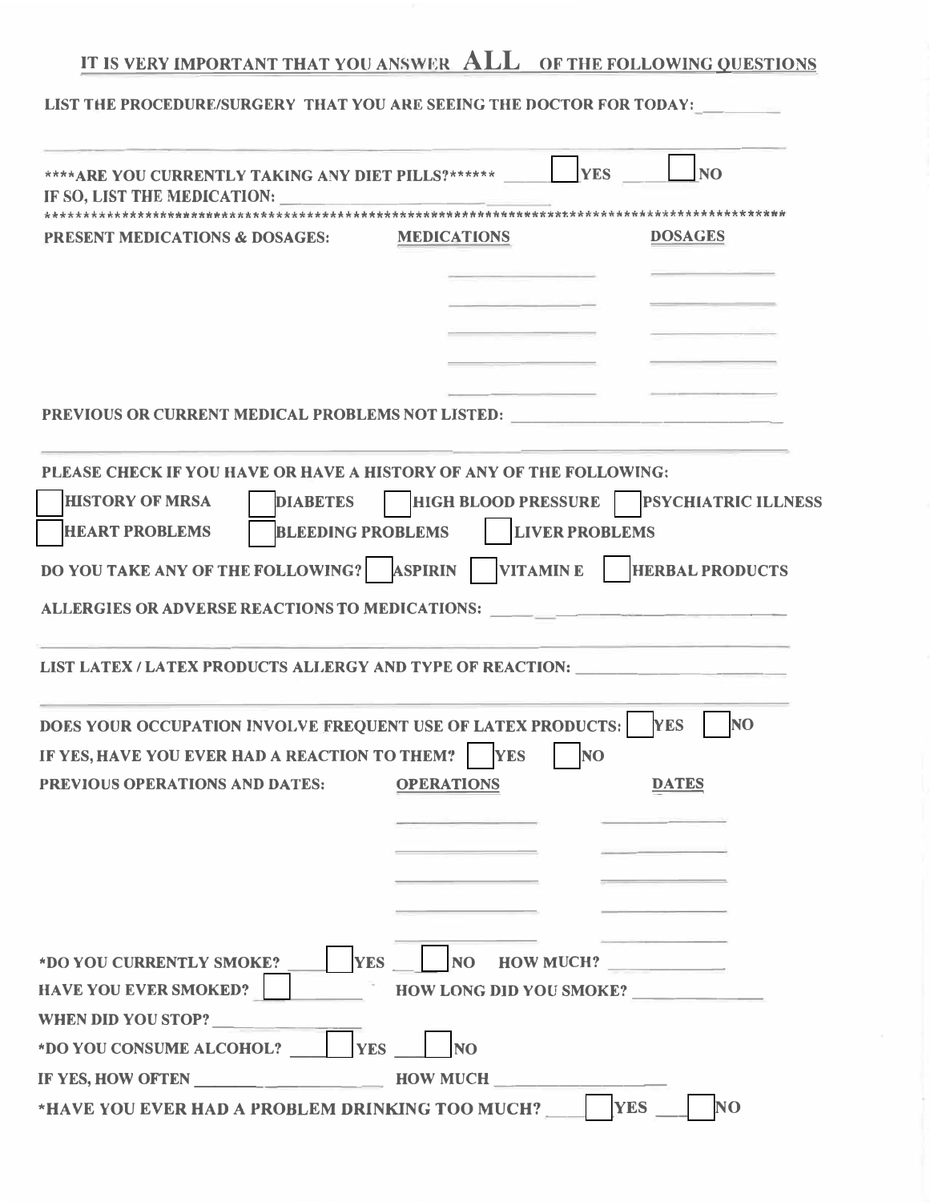## IT IS VERY IMPORTANT THAT YOU ANSWER **ALL** OF THE FOLLOWING QUESTIONS

**LIST THE PROCEDURE/SURGERY THAT YOU ARE SEEING THE DOCTOR FOR TODAY:** ______

______________________________________________________________

**\*\*\*\*ARE YOU CURRENTLY TAKING ANY DIET PILLS?\*\*\*\*\*\*** ☐ YES ☐ NO

**IF SO, LIST THE MEDICATION:** ______________________

******************************************************************************************

**PRESENT MEDICATIONS & DOSAGES:**

| MEDICATIONS | DOSAGES |
| --- | --- |
| | |
| | |
| | |
| | |
| | |

**PREVIOUS OR CURRENT MEDICAL PROBLEMS NOT LISTED:** ______________________

______________________________________________________________

**PLEASE CHECK IF YOU HAVE OR HAVE A HISTORY OF ANY OF THE FOLLOWING:**

☐ HISTORY OF MRSA ☐ DIABETES ☐ HIGH BLOOD PRESSURE ☐ PSYCHIATRIC ILLNESS

☐ HEART PROBLEMS ☐ BLEEDING PROBLEMS ☐ LIVER PROBLEMS

**DO YOU TAKE ANY OF THE FOLLOWING?** ☐ ASPIRIN ☐ VITAMIN E ☐ HERBAL PRODUCTS

**ALLERGIES OR ADVERSE REACTIONS TO MEDICATIONS:** ______________________

______________________________________________________________

**LIST LATEX / LATEX PRODUCTS ALLERGY AND TYPE OF REACTION:** ______________________

______________________________________________________________

**DOES YOUR OCCUPATION INVOLVE FREQUENT USE OF LATEX PRODUCTS:** ☐ YES ☐ NO

**IF YES, HAVE YOU EVER HAD A REACTION TO THEM?** ☐ YES ☐ NO

**PREVIOUS OPERATIONS AND DATES:**

| OPERATIONS | DATES |
| --- | --- |
| | |
| | |
| | |
| | |
| | |

**\*DO YOU CURRENTLY SMOKE?** ☐ YES ☐ NO **HOW MUCH?** ______________

**HAVE YOU EVER SMOKED?** ☐ **HOW LONG DID YOU SMOKE?** ______________

**WHEN DID YOU STOP?** ______________

**\*DO YOU CONSUME ALCOHOL?** ☐ YES ☐ NO

**IF YES, HOW OFTEN** ______________ **HOW MUCH** ______________

**\*HAVE YOU EVER HAD A PROBLEM DRINKING TOO MUCH?** ☐ YES ☐ NO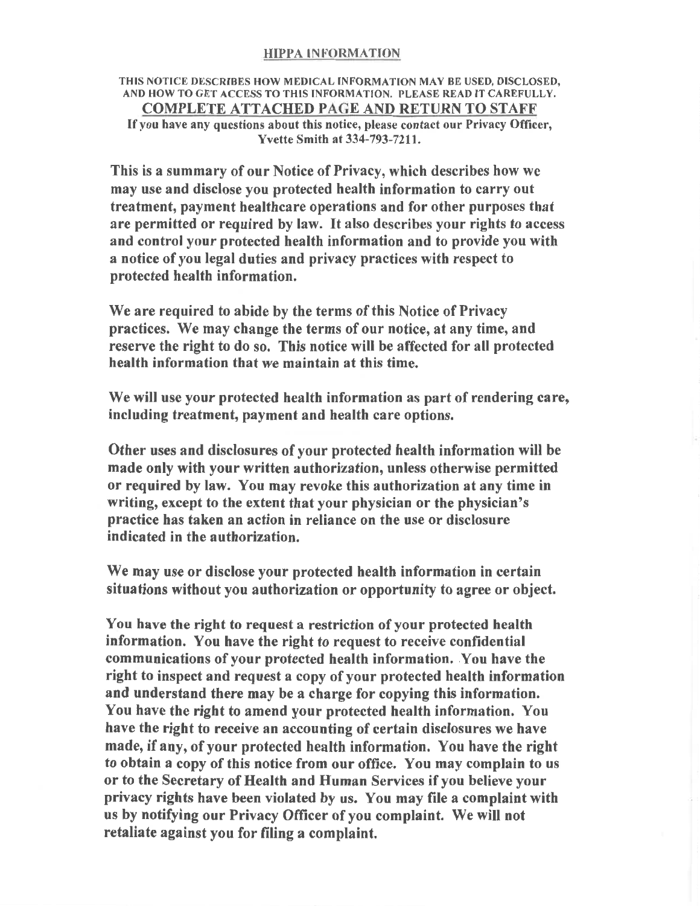## HIPPA INFORMATION

**THIS NOTICE DESCRIBES HOW MEDICAL INFORMATION MAY BE USED, DISCLOSED, AND HOW TO GET ACCESS TO THIS INFORMATION. PLEASE READ IT CAREFULLY.**

**COMPLETE ATTACHED PAGE AND RETURN TO STAFF**

**If you have any questions about this notice, please contact our Privacy Officer, Yvette Smith at 334-793-7211.**

**This is a summary of our Notice of Privacy, which describes how we may use and disclose you protected health information to carry out treatment, payment healthcare operations and for other purposes that are permitted or required by law. It also describes your rights to access and control your protected health information and to provide you with a notice of you legal duties and privacy practices with respect to protected health information.**

**We are required to abide by the terms of this Notice of Privacy practices. We may change the terms of our notice, at any time, and reserve the right to do so. This notice will be affected for all protected health information that we maintain at this time.**

**We will use your protected health information as part of rendering care, including treatment, payment and health care options.**

**Other uses and disclosures of your protected health information will be made only with your written authorization, unless otherwise permitted or required by law. You may revoke this authorization at any time in writing, except to the extent that your physician or the physician's practice has taken an action in reliance on the use or disclosure indicated in the authorization.**

**We may use or disclose your protected health information in certain situations without you authorization or opportunity to agree or object.**

**You have the right to request a restriction of your protected health information. You have the right to request to receive confidential communications of your protected health information. You have the right to inspect and request a copy of your protected health information and understand there may be a charge for copying this information. You have the right to amend your protected health information. You have the right to receive an accounting of certain disclosures we have made, if any, of your protected health information. You have the right to obtain a copy of this notice from our office. You may complain to us or to the Secretary of Health and Human Services if you believe your privacy rights have been violated by us. You may file a complaint with us by notifying our Privacy Officer of you complaint. We will not retaliate against you for filing a complaint.**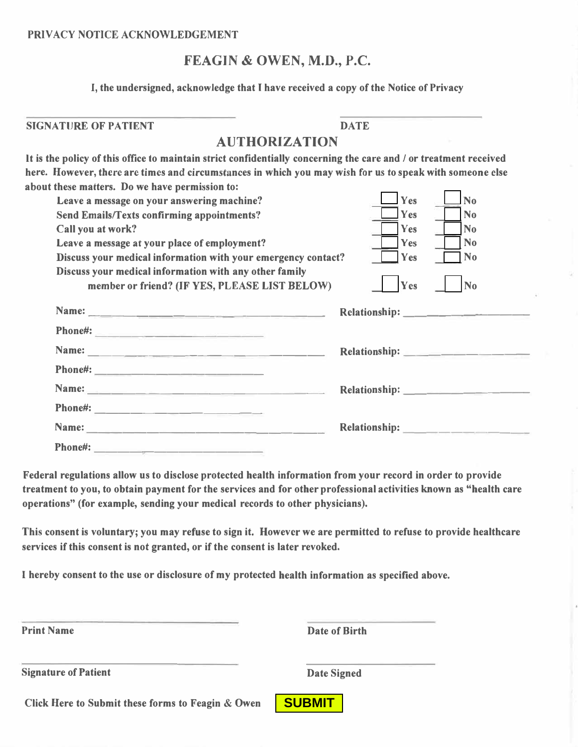PRIVACY NOTICE ACKNOWLEDGEMENT

# FEAGIN & OWEN, M.D., P.C.

I, the undersigned, acknowledge that I have received a copy of the Notice of Privacy

______________________________ SIGNATURE OF PATIENT

______________________________ DATE

## AUTHORIZATION

It is the policy of this office to maintain strict confidentially concerning the care and / or treatment received here. However, there are times and circumstances in which you may wish for us to speak with someone else about these matters. Do we have permission to:

| | | |
|---|---|---|
| Leave a message on your answering machine? | ☐ Yes | ☐ No |
| Send Emails/Texts confirming appointments? | ☐ Yes | ☐ No |
| Call you at work? | ☐ Yes | ☐ No |
| Leave a message at your place of employment? | ☐ Yes | ☐ No |
| Discuss your medical information with your emergency contact? | ☐ Yes | ☐ No |
| Discuss your medical information with any other family member or friend? (IF YES, PLEASE LIST BELOW) | ☐ Yes | ☐ No |

Name: ______________________________ Relationship: ______________________

Phone#: ______________________

Name: ______________________________ Relationship: ______________________

Phone#: ______________________

Name: ______________________________ Relationship: ______________________

Phone#: ______________________

Name: ______________________________ Relationship: ______________________

Phone#: ______________________

Federal regulations allow us to disclose protected health information from your record in order to provide treatment to you, to obtain payment for the services and for other professional activities known as "health care operations" (for example, sending your medical records to other physicians).

This consent is voluntary; you may refuse to sign it. However we are permitted to refuse to provide healthcare services if this consent is not granted, or if the consent is later revoked.

I hereby consent to the use or disclosure of my protected health information as specified above.

______________________________ Print Name

______________________________ Date of Birth

______________________________ Signature of Patient

______________________________ Date Signed

Click Here to Submit these forms to Feagin & Owen **SUBMIT**